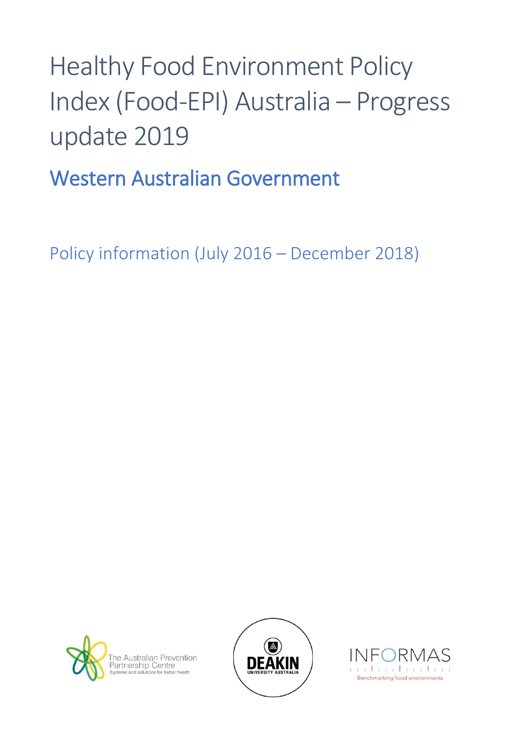# Healthy Food Environment Policy Index (Food-EPI) Australia – Progress update 2019

## Western Australian Government

### Policy information (July 2016 – December 2018)

The Australian Prevention Partnership Centre
Systems and solutions for better health

DEAKIN UNIVERSITY AUSTRALIA

INFORMAS
Benchmarking food environments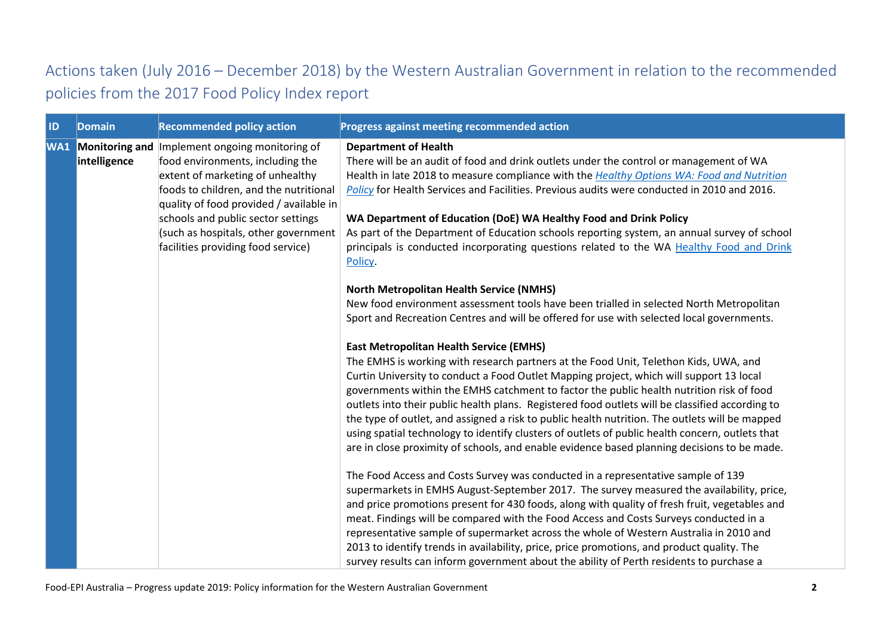## Actions taken (July 2016 – December 2018) by the Western Australian Government in relation to the recommended policies from the 2017 Food Policy Index report

| ID | Domain | Recommended policy action | Progress against meeting recommended action |
|---|---|---|---|
| **WA1** | **Monitoring and intelligence** | Implement ongoing monitoring of food environments, including the extent of marketing of unhealthy foods to children, and the nutritional quality of food provided / available in schools and public sector settings (such as hospitals, other government facilities providing food service) | **Department of Health**<br>There will be an audit of food and drink outlets under the control or management of WA Health in late 2018 to measure compliance with the *Healthy Options WA: Food and Nutrition Policy* for Health Services and Facilities. Previous audits were conducted in 2010 and 2016.<br><br>**WA Department of Education (DoE) WA Healthy Food and Drink Policy**<br>As part of the Department of Education schools reporting system, an annual survey of school principals is conducted incorporating questions related to the WA Healthy Food and Drink Policy.<br><br>**North Metropolitan Health Service (NMHS)**<br>New food environment assessment tools have been trialled in selected North Metropolitan Sport and Recreation Centres and will be offered for use with selected local governments.<br><br>**East Metropolitan Health Service (EMHS)**<br>The EMHS is working with research partners at the Food Unit, Telethon Kids, UWA, and Curtin University to conduct a Food Outlet Mapping project, which will support 13 local governments within the EMHS catchment to factor the public health nutrition risk of food outlets into their public health plans. Registered food outlets will be classified according to the type of outlet, and assigned a risk to public health nutrition. The outlets will be mapped using spatial technology to identify clusters of outlets of public health concern, outlets that are in close proximity of schools, and enable evidence based planning decisions to be made.<br><br>The Food Access and Costs Survey was conducted in a representative sample of 139 supermarkets in EMHS August-September 2017. The survey measured the availability, price, and price promotions present for 430 foods, along with quality of fresh fruit, vegetables and meat. Findings will be compared with the Food Access and Costs Surveys conducted in a representative sample of supermarket across the whole of Western Australia in 2010 and 2013 to identify trends in availability, price, price promotions, and product quality. The survey results can inform government about the ability of Perth residents to purchase a |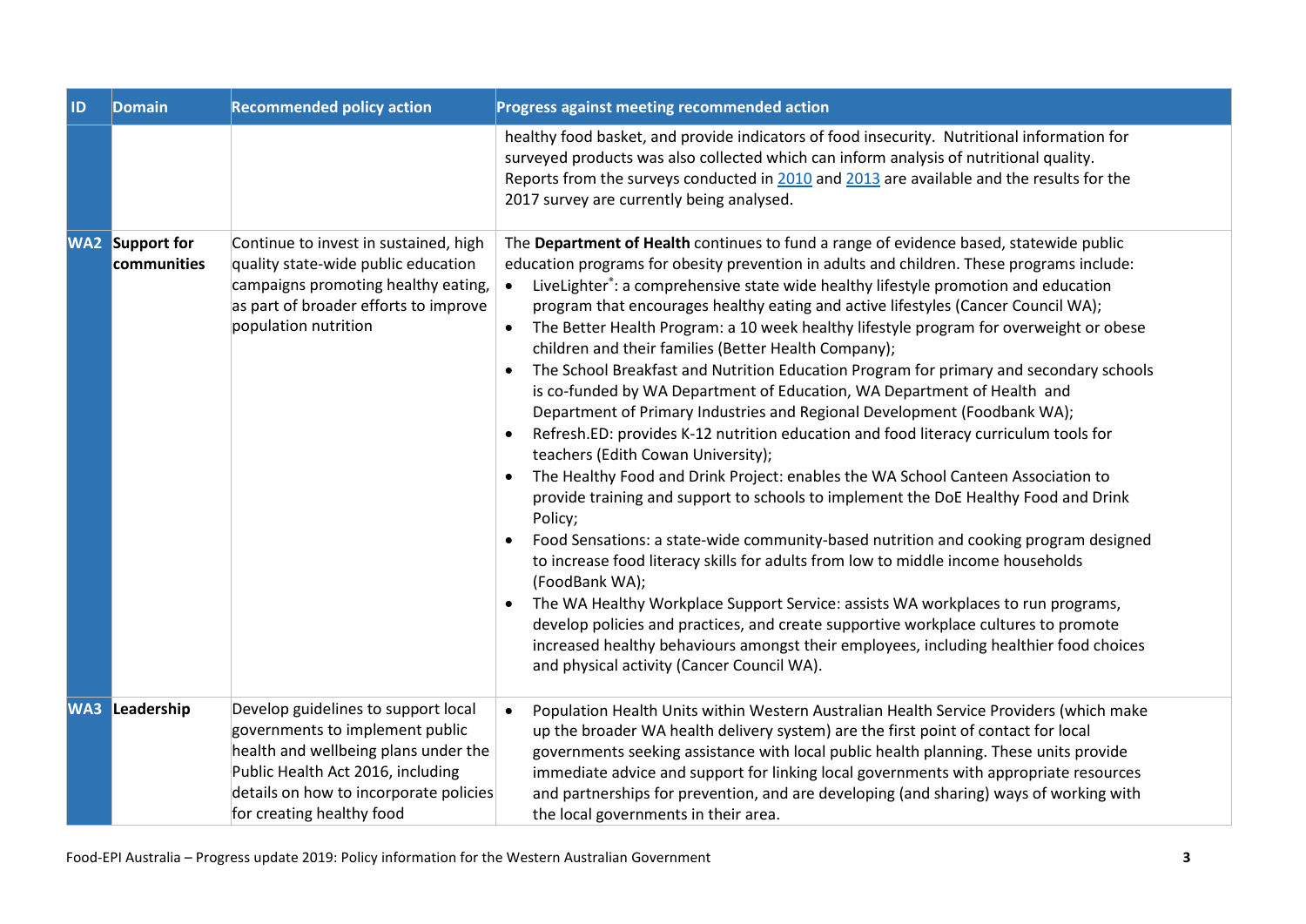| ID | Domain | Recommended policy action | Progress against meeting recommended action |
|---|---|---|---|
| | | | healthy food basket, and provide indicators of food insecurity. Nutritional information for surveyed products was also collected which can inform analysis of nutritional quality. Reports from the surveys conducted in 2010 and 2013 are available and the results for the 2017 survey are currently being analysed. |
| WA2 | Support for communities | Continue to invest in sustained, high quality state-wide public education campaigns promoting healthy eating, as part of broader efforts to improve population nutrition | The **Department of Health** continues to fund a range of evidence based, statewide public education programs for obesity prevention in adults and children. These programs include:<br>• LiveLighter®: a comprehensive state wide healthy lifestyle promotion and education program that encourages healthy eating and active lifestyles (Cancer Council WA);<br>• The Better Health Program: a 10 week healthy lifestyle program for overweight or obese children and their families (Better Health Company);<br>• The School Breakfast and Nutrition Education Program for primary and secondary schools is co-funded by WA Department of Education, WA Department of Health and Department of Primary Industries and Regional Development (Foodbank WA);<br>• Refresh.ED: provides K-12 nutrition education and food literacy curriculum tools for teachers (Edith Cowan University);<br>• The Healthy Food and Drink Project: enables the WA School Canteen Association to provide training and support to schools to implement the DoE Healthy Food and Drink Policy;<br>• Food Sensations: a state-wide community-based nutrition and cooking program designed to increase food literacy skills for adults from low to middle income households (FoodBank WA);<br>• The WA Healthy Workplace Support Service: assists WA workplaces to run programs, develop policies and practices, and create supportive workplace cultures to promote increased healthy behaviours amongst their employees, including healthier food choices and physical activity (Cancer Council WA). |
| WA3 | Leadership | Develop guidelines to support local governments to implement public health and wellbeing plans under the Public Health Act 2016, including details on how to incorporate policies for creating healthy food | • Population Health Units within Western Australian Health Service Providers (which make up the broader WA health delivery system) are the first point of contact for local governments seeking assistance with local public health planning. These units provide immediate advice and support for linking local governments with appropriate resources and partnerships for prevention, and are developing (and sharing) ways of working with the local governments in their area. |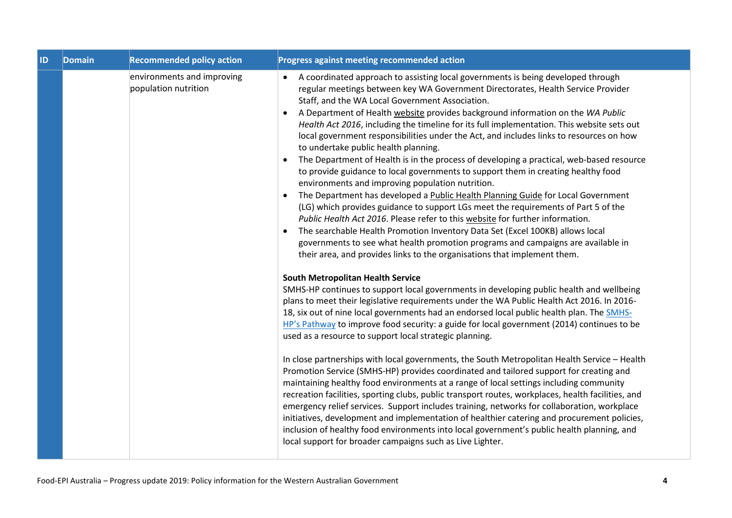| ID | Domain | Recommended policy action | Progress against meeting recommended action |
|---|---|---|---|
| | | environments and improving population nutrition | • A coordinated approach to assisting local governments is being developed through regular meetings between key WA Government Directorates, Health Service Provider Staff, and the WA Local Government Association.<br>• A Department of Health website provides background information on the *WA Public Health Act 2016*, including the timeline for its full implementation. This website sets out local government responsibilities under the Act, and includes links to resources on how to undertake public health planning.<br>• The Department of Health is in the process of developing a practical, web-based resource to provide guidance to local governments to support them in creating healthy food environments and improving population nutrition.<br>• The Department has developed a Public Health Planning Guide for Local Government (LG) which provides guidance to support LGs meet the requirements of Part 5 of the *Public Health Act 2016*. Please refer to this website for further information.<br>• The searchable Health Promotion Inventory Data Set (Excel 100KB) allows local governments to see what health promotion programs and campaigns are available in their area, and provides links to the organisations that implement them.<br><br>**South Metropolitan Health Service**<br>SMHS-HP continues to support local governments in developing public health and wellbeing plans to meet their legislative requirements under the WA Public Health Act 2016. In 2016-18, six out of nine local governments had an endorsed local public health plan. The SMHS-HP's Pathway to improve food security: a guide for local government (2014) continues to be used as a resource to support local strategic planning.<br><br>In close partnerships with local governments, the South Metropolitan Health Service – Health Promotion Service (SMHS-HP) provides coordinated and tailored support for creating and maintaining healthy food environments at a range of local settings including community recreation facilities, sporting clubs, public transport routes, workplaces, health facilities, and emergency relief services. Support includes training, networks for collaboration, workplace initiatives, development and implementation of healthier catering and procurement policies, inclusion of healthy food environments into local government's public health planning, and local support for broader campaigns such as Live Lighter. |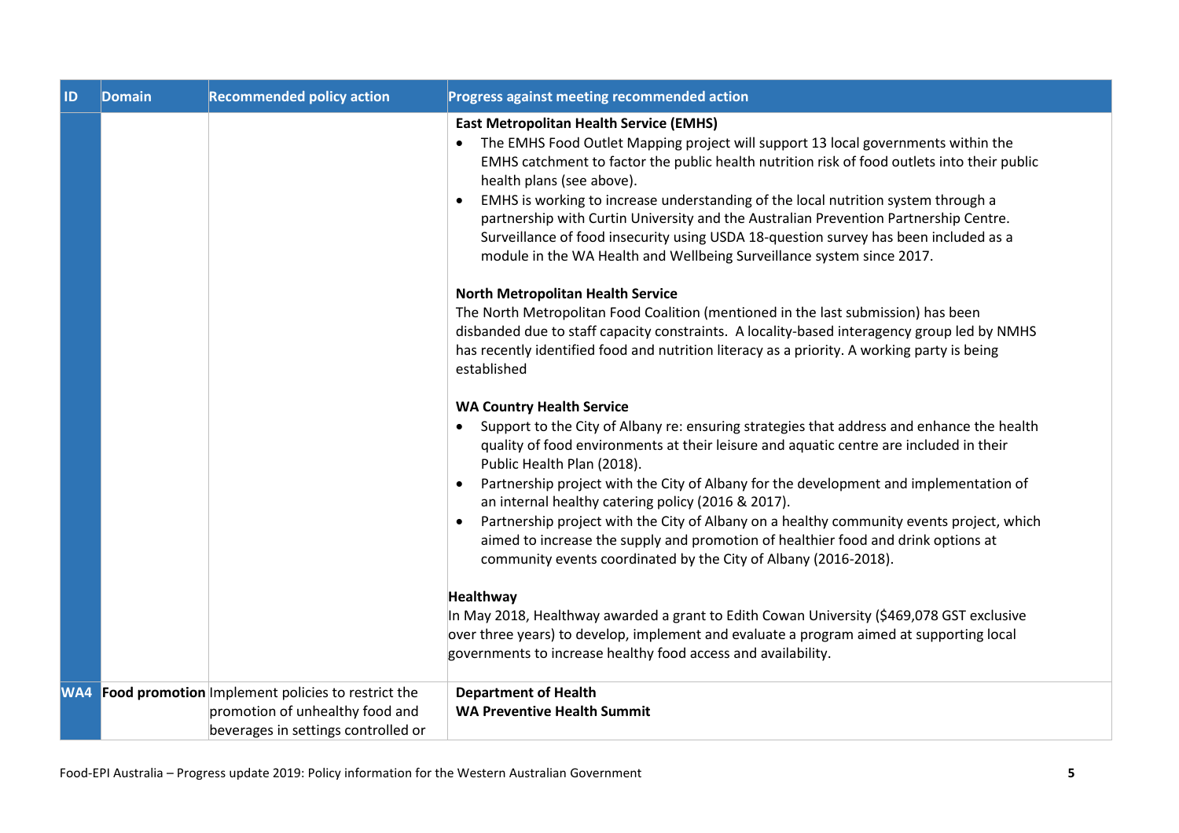| ID | Domain | Recommended policy action | Progress against meeting recommended action |
| --- | --- | --- | --- |
| | | | **East Metropolitan Health Service (EMHS)**<br>• The EMHS Food Outlet Mapping project will support 13 local governments within the EMHS catchment to factor the public health nutrition risk of food outlets into their public health plans (see above).<br>• EMHS is working to increase understanding of the local nutrition system through a partnership with Curtin University and the Australian Prevention Partnership Centre. Surveillance of food insecurity using USDA 18-question survey has been included as a module in the WA Health and Wellbeing Surveillance system since 2017.<br><br>**North Metropolitan Health Service**<br>The North Metropolitan Food Coalition (mentioned in the last submission) has been disbanded due to staff capacity constraints. A locality-based interagency group led by NMHS has recently identified food and nutrition literacy as a priority. A working party is being established<br><br>**WA Country Health Service**<br>• Support to the City of Albany re: ensuring strategies that address and enhance the health quality of food environments at their leisure and aquatic centre are included in their Public Health Plan (2018).<br>• Partnership project with the City of Albany for the development and implementation of an internal healthy catering policy (2016 & 2017).<br>• Partnership project with the City of Albany on a healthy community events project, which aimed to increase the supply and promotion of healthier food and drink options at community events coordinated by the City of Albany (2016-2018).<br><br>**Healthway**<br>In May 2018, Healthway awarded a grant to Edith Cowan University ($469,078 GST exclusive over three years) to develop, implement and evaluate a program aimed at supporting local governments to increase healthy food access and availability. |
| **WA4** | **Food promotion** | Implement policies to restrict the promotion of unhealthy food and beverages in settings controlled or | **Department of Health**<br>**WA Preventive Health Summit** |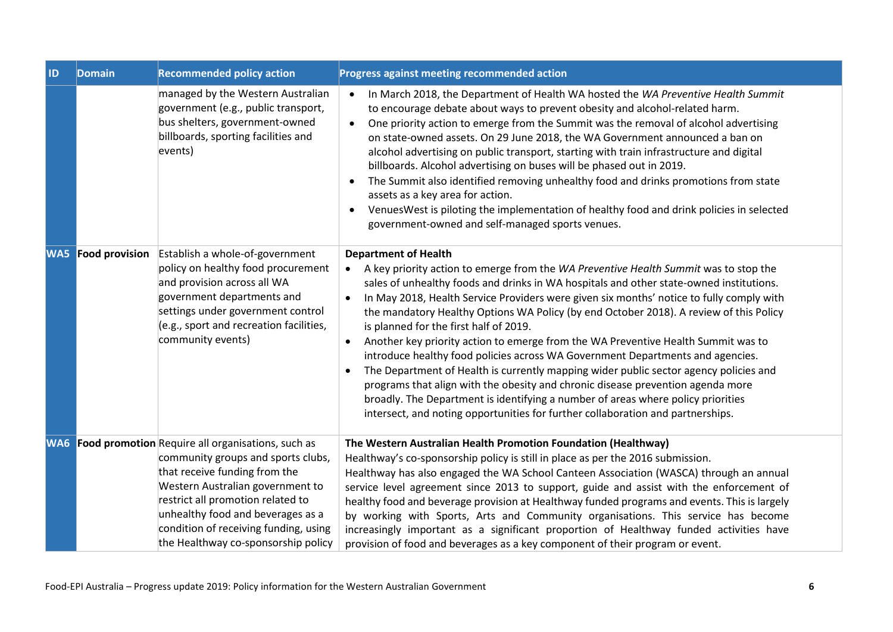| ID | Domain | Recommended policy action | Progress against meeting recommended action |
|---|---|---|---|
| | | managed by the Western Australian government (e.g., public transport, bus shelters, government-owned billboards, sporting facilities and events) | • In March 2018, the Department of Health WA hosted the *WA Preventive Health Summit* to encourage debate about ways to prevent obesity and alcohol-related harm.<br>• One priority action to emerge from the Summit was the removal of alcohol advertising on state-owned assets. On 29 June 2018, the WA Government announced a ban on alcohol advertising on public transport, starting with train infrastructure and digital billboards. Alcohol advertising on buses will be phased out in 2019.<br>• The Summit also identified removing unhealthy food and drinks promotions from state assets as a key area for action.<br>• VenuesWest is piloting the implementation of healthy food and drink policies in selected government-owned and self-managed sports venues. |
| **WA5** | **Food provision** | Establish a whole-of-government policy on healthy food procurement and provision across all WA government departments and settings under government control (e.g., sport and recreation facilities, community events) | **Department of Health**<br>• A key priority action to emerge from the *WA Preventive Health Summit* was to stop the sales of unhealthy foods and drinks in WA hospitals and other state-owned institutions.<br>• In May 2018, Health Service Providers were given six months' notice to fully comply with the mandatory Healthy Options WA Policy (by end October 2018). A review of this Policy is planned for the first half of 2019.<br>• Another key priority action to emerge from the WA Preventive Health Summit was to introduce healthy food policies across WA Government Departments and agencies.<br>• The Department of Health is currently mapping wider public sector agency policies and programs that align with the obesity and chronic disease prevention agenda more broadly. The Department is identifying a number of areas where policy priorities intersect, and noting opportunities for further collaboration and partnerships. |
| **WA6** | **Food promotion** | Require all organisations, such as community groups and sports clubs, that receive funding from the Western Australian government to restrict all promotion related to unhealthy food and beverages as a condition of receiving funding, using the Healthway co-sponsorship policy | **The Western Australian Health Promotion Foundation (Healthway)**<br>Healthway's co-sponsorship policy is still in place as per the 2016 submission.<br>Healthway has also engaged the WA School Canteen Association (WASCA) through an annual service level agreement since 2013 to support, guide and assist with the enforcement of healthy food and beverage provision at Healthway funded programs and events. This is largely by working with Sports, Arts and Community organisations. This service has become increasingly important as a significant proportion of Healthway funded activities have provision of food and beverages as a key component of their program or event. |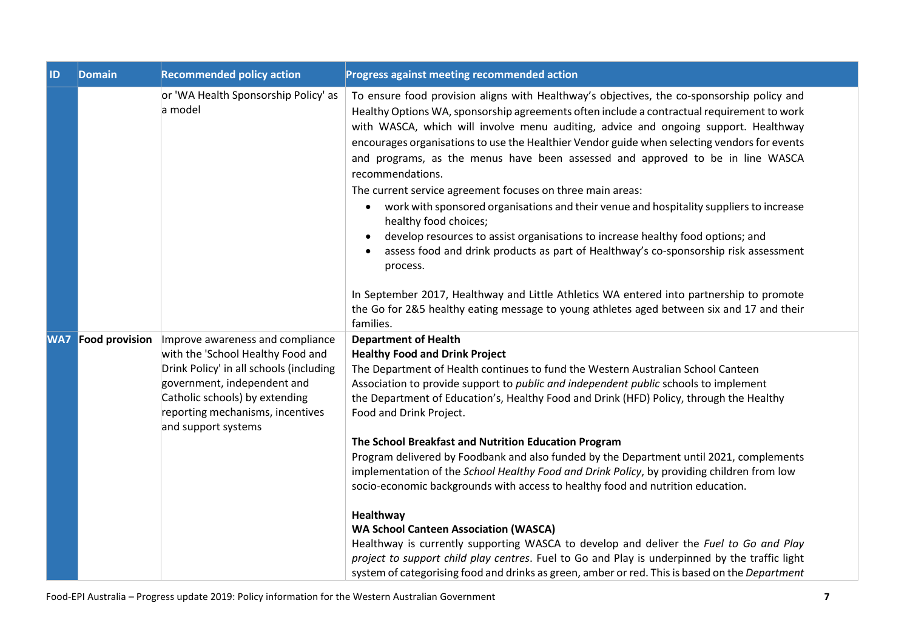| ID | Domain | Recommended policy action | Progress against meeting recommended action |
|---|---|---|---|
| | | or 'WA Health Sponsorship Policy' as a model | To ensure food provision aligns with Healthway's objectives, the co-sponsorship policy and Healthy Options WA, sponsorship agreements often include a contractual requirement to work with WASCA, which will involve menu auditing, advice and ongoing support. Healthway encourages organisations to use the Healthier Vendor guide when selecting vendors for events and programs, as the menus have been assessed and approved to be in line WASCA recommendations.<br>The current service agreement focuses on three main areas:<br>• work with sponsored organisations and their venue and hospitality suppliers to increase healthy food choices;<br>• develop resources to assist organisations to increase healthy food options; and<br>• assess food and drink products as part of Healthway's co-sponsorship risk assessment process.<br><br>In September 2017, Healthway and Little Athletics WA entered into partnership to promote the Go for 2&5 healthy eating message to young athletes aged between six and 17 and their families. |
| **WA7** | **Food provision** | Improve awareness and compliance with the 'School Healthy Food and Drink Policy' in all schools (including government, independent and Catholic schools) by extending reporting mechanisms, incentives and support systems | **Department of Health**<br>**Healthy Food and Drink Project**<br>The Department of Health continues to fund the Western Australian School Canteen Association to provide support to *public and independent public* schools to implement the Department of Education's, Healthy Food and Drink (HFD) Policy, through the Healthy Food and Drink Project.<br><br>**The School Breakfast and Nutrition Education Program**<br>Program delivered by Foodbank and also funded by the Department until 2021, complements implementation of the *School Healthy Food and Drink Policy*, by providing children from low socio-economic backgrounds with access to healthy food and nutrition education.<br><br>**Healthway**<br>**WA School Canteen Association (WASCA)**<br>Healthway is currently supporting WASCA to develop and deliver the *Fuel to Go and Play project to support child play centres*. Fuel to Go and Play is underpinned by the traffic light system of categorising food and drinks as green, amber or red. This is based on the *Department* |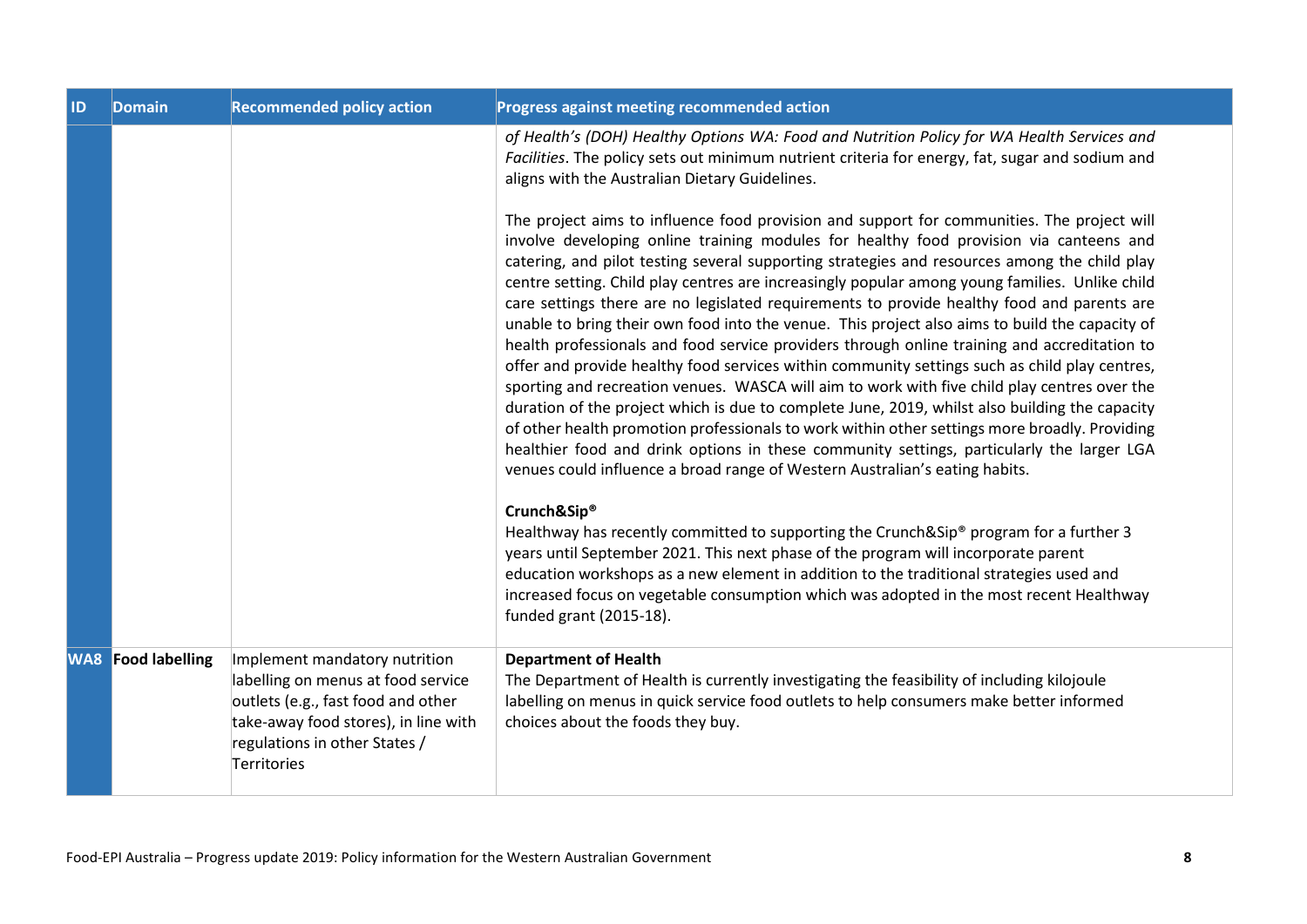| ID | Domain | Recommended policy action | Progress against meeting recommended action |
|---|---|---|---|
| | | | *of Health's (DOH) Healthy Options WA: Food and Nutrition Policy for WA Health Services and Facilities*. The policy sets out minimum nutrient criteria for energy, fat, sugar and sodium and aligns with the Australian Dietary Guidelines.<br><br>The project aims to influence food provision and support for communities. The project will involve developing online training modules for healthy food provision via canteens and catering, and pilot testing several supporting strategies and resources among the child play centre setting. Child play centres are increasingly popular among young families. Unlike child care settings there are no legislated requirements to provide healthy food and parents are unable to bring their own food into the venue. This project also aims to build the capacity of health professionals and food service providers through online training and accreditation to offer and provide healthy food services within community settings such as child play centres, sporting and recreation venues. WASCA will aim to work with five child play centres over the duration of the project which is due to complete June, 2019, whilst also building the capacity of other health promotion professionals to work within other settings more broadly. Providing healthier food and drink options in these community settings, particularly the larger LGA venues could influence a broad range of Western Australian's eating habits.<br><br>**Crunch&Sip®**<br>Healthway has recently committed to supporting the Crunch&Sip® program for a further 3 years until September 2021. This next phase of the program will incorporate parent education workshops as a new element in addition to the traditional strategies used and increased focus on vegetable consumption which was adopted in the most recent Healthway funded grant (2015-18). |
| **WA8** | **Food labelling** | Implement mandatory nutrition labelling on menus at food service outlets (e.g., fast food and other take-away food stores), in line with regulations in other States / Territories | **Department of Health**<br>The Department of Health is currently investigating the feasibility of including kilojoule labelling on menus in quick service food outlets to help consumers make better informed choices about the foods they buy. |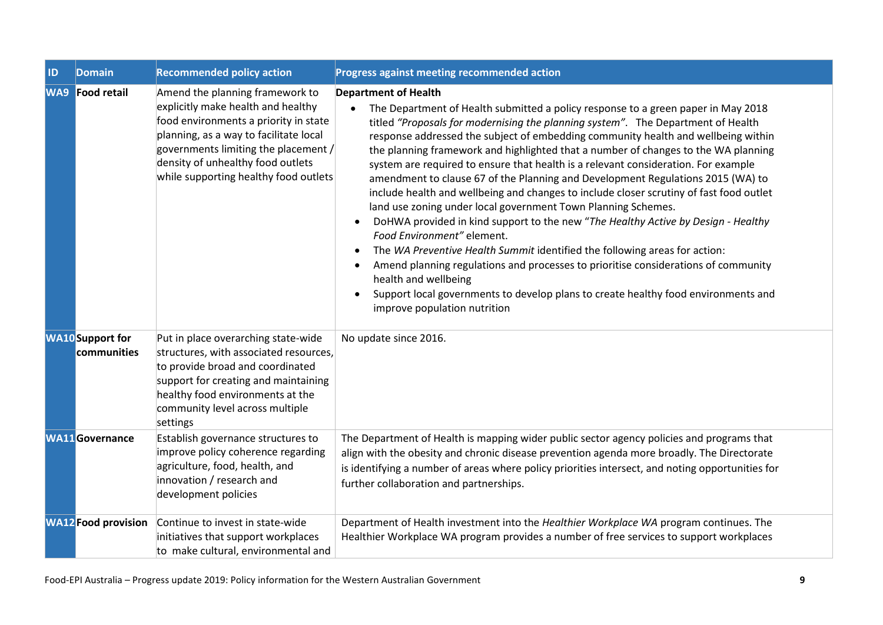| ID | Domain | Recommended policy action | Progress against meeting recommended action |
|---|---|---|---|
| **WA9** | **Food retail** | Amend the planning framework to explicitly make health and healthy food environments a priority in state planning, as a way to facilitate local governments limiting the placement / density of unhealthy food outlets while supporting healthy food outlets | **Department of Health**<br>• The Department of Health submitted a policy response to a green paper in May 2018 titled *"Proposals for modernising the planning system"*. The Department of Health response addressed the subject of embedding community health and wellbeing within the planning framework and highlighted that a number of changes to the WA planning system are required to ensure that health is a relevant consideration. For example amendment to clause 67 of the Planning and Development Regulations 2015 (WA) to include health and wellbeing and changes to include closer scrutiny of fast food outlet land use zoning under local government Town Planning Schemes.<br>• DoHWA provided in kind support to the new "*The Healthy Active by Design - Healthy Food Environment"* element.<br>• The *WA Preventive Health Summit* identified the following areas for action:<br>• Amend planning regulations and processes to prioritise considerations of community health and wellbeing<br>• Support local governments to develop plans to create healthy food environments and improve population nutrition |
| **WA10** | **Support for communities** | Put in place overarching state-wide structures, with associated resources, to provide broad and coordinated support for creating and maintaining healthy food environments at the community level across multiple settings | No update since 2016. |
| **WA11** | **Governance** | Establish governance structures to improve policy coherence regarding agriculture, food, health, and innovation / research and development policies | The Department of Health is mapping wider public sector agency policies and programs that align with the obesity and chronic disease prevention agenda more broadly. The Directorate is identifying a number of areas where policy priorities intersect, and noting opportunities for further collaboration and partnerships. |
| **WA12** | **Food provision** | Continue to invest in state-wide initiatives that support workplaces to make cultural, environmental and | Department of Health investment into the *Healthier Workplace WA* program continues. The Healthier Workplace WA program provides a number of free services to support workplaces |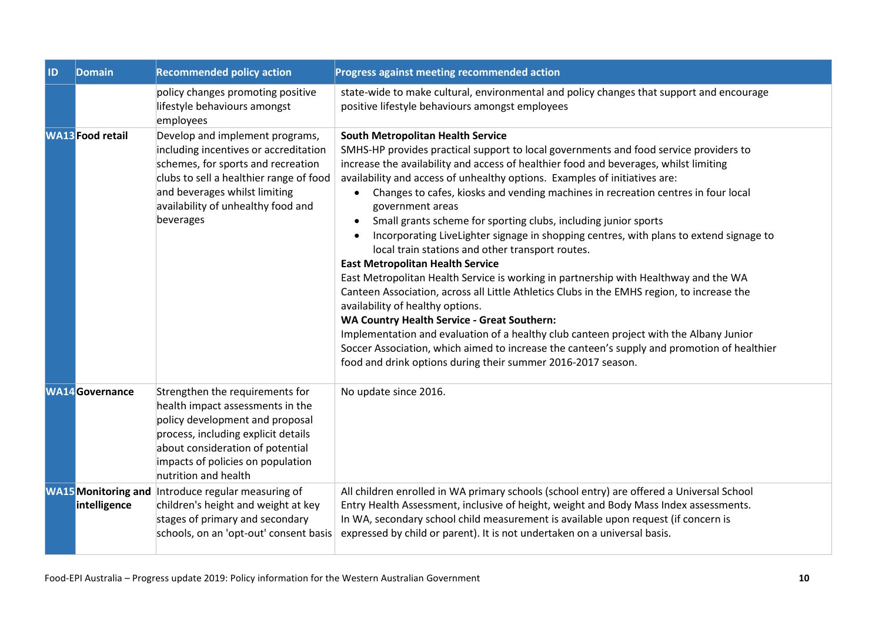| ID | Domain | Recommended policy action | Progress against meeting recommended action |
|---|---|---|---|
| | | policy changes promoting positive lifestyle behaviours amongst employees | state-wide to make cultural, environmental and policy changes that support and encourage positive lifestyle behaviours amongst employees |
| **WA13** | **Food retail** | Develop and implement programs, including incentives or accreditation schemes, for sports and recreation clubs to sell a healthier range of food and beverages whilst limiting availability of unhealthy food and beverages | **South Metropolitan Health Service**<br>SMHS-HP provides practical support to local governments and food service providers to increase the availability and access of healthier food and beverages, whilst limiting availability and access of unhealthy options. Examples of initiatives are:<br>• Changes to cafes, kiosks and vending machines in recreation centres in four local government areas<br>• Small grants scheme for sporting clubs, including junior sports<br>• Incorporating LiveLighter signage in shopping centres, with plans to extend signage to local train stations and other transport routes.<br>**East Metropolitan Health Service**<br>East Metropolitan Health Service is working in partnership with Healthway and the WA Canteen Association, across all Little Athletics Clubs in the EMHS region, to increase the availability of healthy options.<br>**WA Country Health Service - Great Southern:**<br>Implementation and evaluation of a healthy club canteen project with the Albany Junior Soccer Association, which aimed to increase the canteen's supply and promotion of healthier food and drink options during their summer 2016-2017 season. |
| **WA14** | **Governance** | Strengthen the requirements for health impact assessments in the policy development and proposal process, including explicit details about consideration of potential impacts of policies on population nutrition and health | No update since 2016. |
| **WA15** | **Monitoring and intelligence** | Introduce regular measuring of children's height and weight at key stages of primary and secondary schools, on an 'opt-out' consent basis | All children enrolled in WA primary schools (school entry) are offered a Universal School Entry Health Assessment, inclusive of height, weight and Body Mass Index assessments. In WA, secondary school child measurement is available upon request (if concern is expressed by child or parent). It is not undertaken on a universal basis. |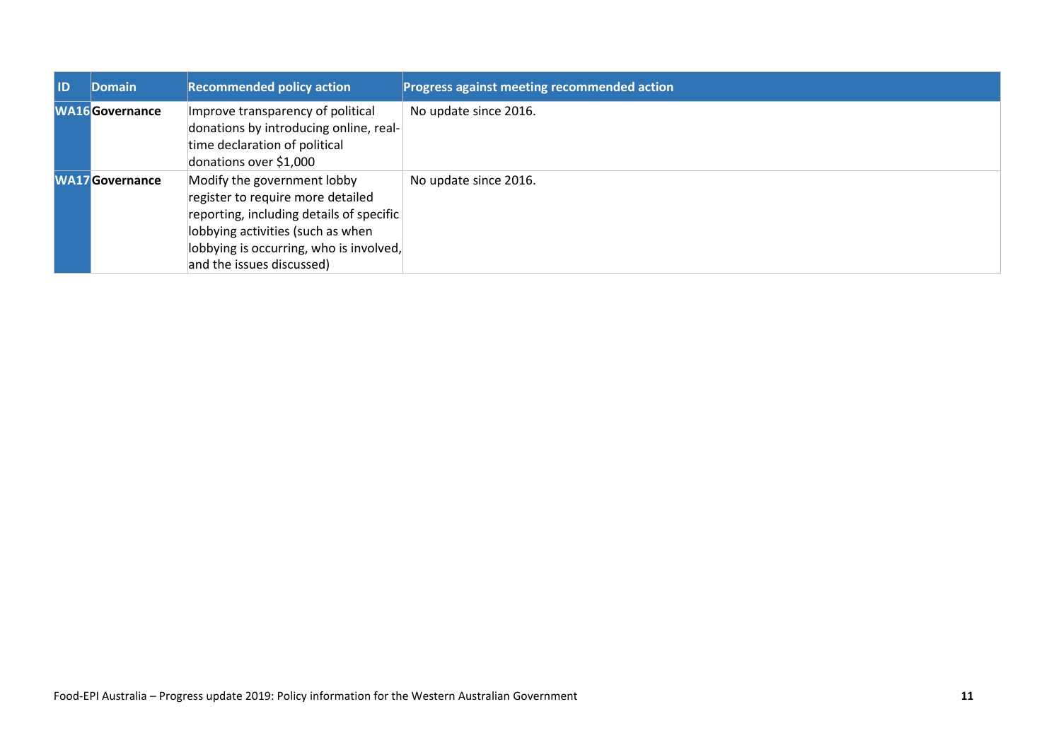| ID | Domain | Recommended policy action | Progress against meeting recommended action |
| --- | --- | --- | --- |
| **WA16** | **Governance** | Improve transparency of political donations by introducing online, real-time declaration of political donations over $1,000 | No update since 2016. |
| **WA17** | **Governance** | Modify the government lobby register to require more detailed reporting, including details of specific lobbying activities (such as when lobbying is occurring, who is involved, and the issues discussed) | No update since 2016. |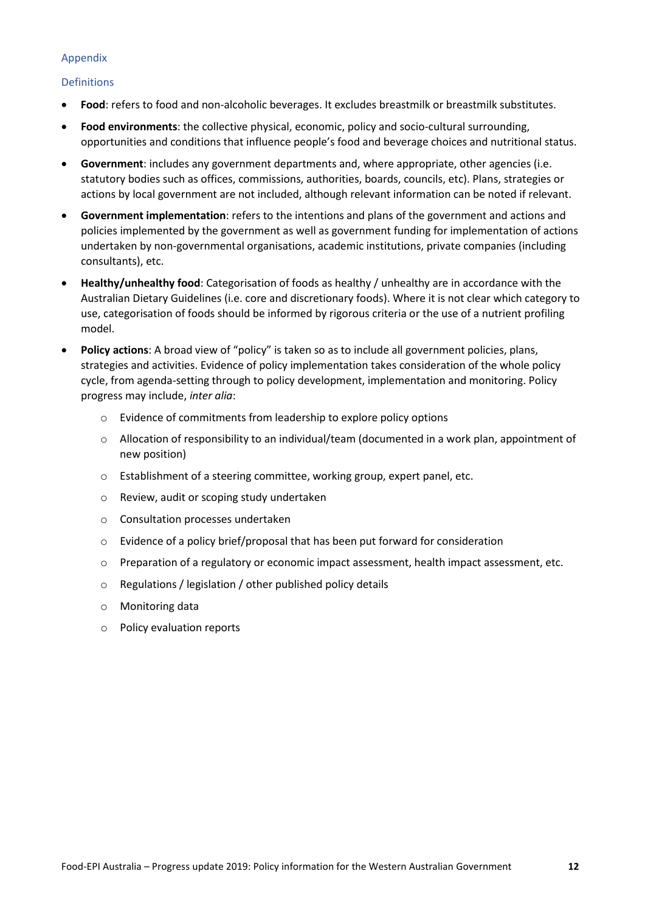## Appendix

### Definitions

- **Food**: refers to food and non-alcoholic beverages. It excludes breastmilk or breastmilk substitutes.
- **Food environments**: the collective physical, economic, policy and socio-cultural surrounding, opportunities and conditions that influence people's food and beverage choices and nutritional status.
- **Government**: includes any government departments and, where appropriate, other agencies (i.e. statutory bodies such as offices, commissions, authorities, boards, councils, etc). Plans, strategies or actions by local government are not included, although relevant information can be noted if relevant.
- **Government implementation**: refers to the intentions and plans of the government and actions and policies implemented by the government as well as government funding for implementation of actions undertaken by non-governmental organisations, academic institutions, private companies (including consultants), etc.
- **Healthy/unhealthy food**: Categorisation of foods as healthy / unhealthy are in accordance with the Australian Dietary Guidelines (i.e. core and discretionary foods). Where it is not clear which category to use, categorisation of foods should be informed by rigorous criteria or the use of a nutrient profiling model.
- **Policy actions**: A broad view of "policy" is taken so as to include all government policies, plans, strategies and activities. Evidence of policy implementation takes consideration of the whole policy cycle, from agenda-setting through to policy development, implementation and monitoring. Policy progress may include, *inter alia*:
  - Evidence of commitments from leadership to explore policy options
  - Allocation of responsibility to an individual/team (documented in a work plan, appointment of new position)
  - Establishment of a steering committee, working group, expert panel, etc.
  - Review, audit or scoping study undertaken
  - Consultation processes undertaken
  - Evidence of a policy brief/proposal that has been put forward for consideration
  - Preparation of a regulatory or economic impact assessment, health impact assessment, etc.
  - Regulations / legislation / other published policy details
  - Monitoring data
  - Policy evaluation reports